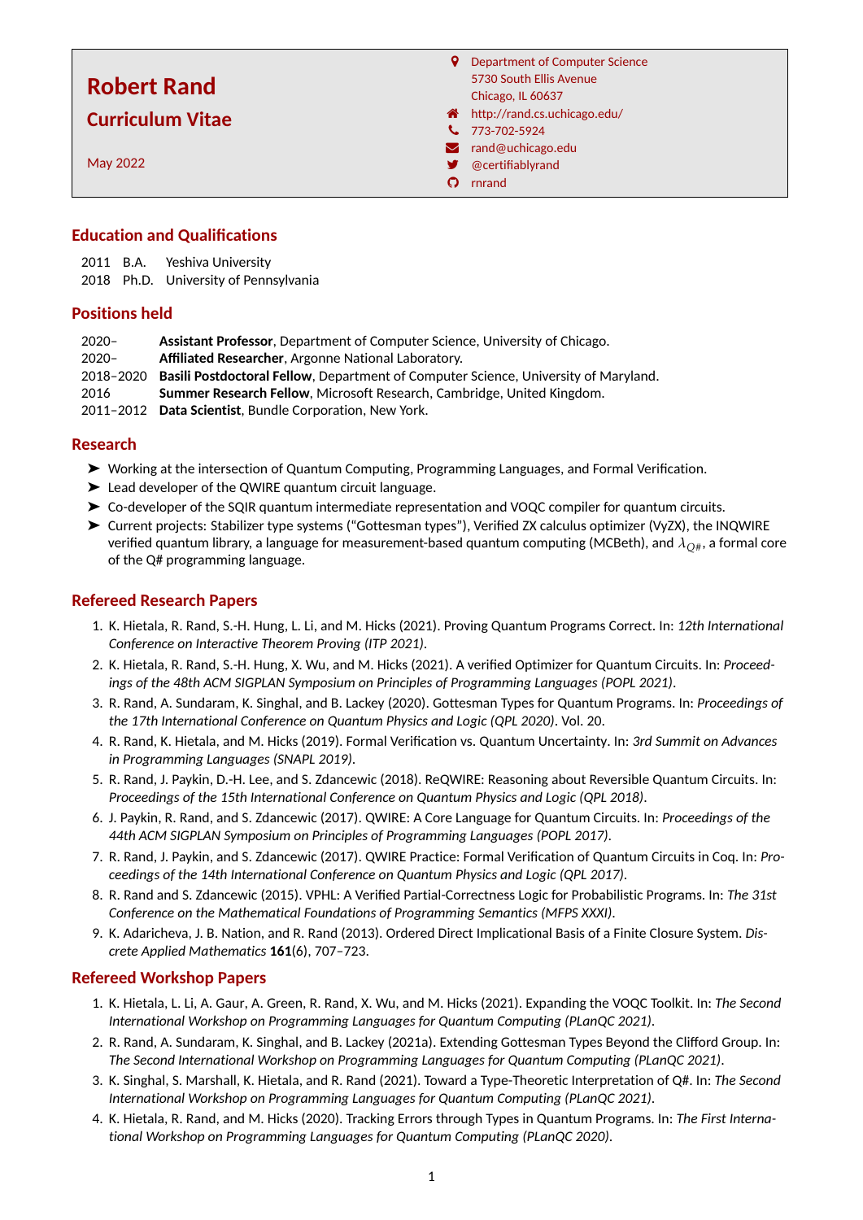# Robert Rand

## Curriculum Vitae

May 2022

Department of Computer Science
5730 South Ellis Avenue
Chicago, IL 60637
http://rand.cs.uchicago.edu/
773-702-5924
rand@uchicago.edu
@certifiablyrand
rnrand

## Education and Qualifications

2011 B.A. Yeshiva University
2018 Ph.D. University of Pennsylvania

## Positions held

2020– **Assistant Professor**, Department of Computer Science, University of Chicago.
2020– **Affiliated Researcher**, Argonne National Laboratory.
2018–2020 **Basili Postdoctoral Fellow**, Department of Computer Science, University of Maryland.
2016 **Summer Research Fellow**, Microsoft Research, Cambridge, United Kingdom.
2011–2012 **Data Scientist**, Bundle Corporation, New York.

## Research

- Working at the intersection of Quantum Computing, Programming Languages, and Formal Verification.
- Lead developer of the QWIRE quantum circuit language.
- Co-developer of the SQIR quantum intermediate representation and VOQC compiler for quantum circuits.
- Current projects: Stabilizer type systems ("Gottesman types"), Verified ZX calculus optimizer (VyZX), the INQWIRE verified quantum library, a language for measurement-based quantum computing (MCBeth), and $\lambda_{Q\#}$, a formal core of the Q# programming language.

## Refereed Research Papers

1. K. Hietala, R. Rand, S.-H. Hung, L. Li, and M. Hicks (2021). Proving Quantum Programs Correct. In: *12th International Conference on Interactive Theorem Proving (ITP 2021)*.
2. K. Hietala, R. Rand, S.-H. Hung, X. Wu, and M. Hicks (2021). A verified Optimizer for Quantum Circuits. In: *Proceedings of the 48th ACM SIGPLAN Symposium on Principles of Programming Languages (POPL 2021)*.
3. R. Rand, A. Sundaram, K. Singhal, and B. Lackey (2020). Gottesman Types for Quantum Programs. In: *Proceedings of the 17th International Conference on Quantum Physics and Logic (QPL 2020)*. Vol. 20.
4. R. Rand, K. Hietala, and M. Hicks (2019). Formal Verification vs. Quantum Uncertainty. In: *3rd Summit on Advances in Programming Languages (SNAPL 2019)*.
5. R. Rand, J. Paykin, D.-H. Lee, and S. Zdancewic (2018). ReQWIRE: Reasoning about Reversible Quantum Circuits. In: *Proceedings of the 15th International Conference on Quantum Physics and Logic (QPL 2018)*.
6. J. Paykin, R. Rand, and S. Zdancewic (2017). QWIRE: A Core Language for Quantum Circuits. In: *Proceedings of the 44th ACM SIGPLAN Symposium on Principles of Programming Languages (POPL 2017)*.
7. R. Rand, J. Paykin, and S. Zdancewic (2017). QWIRE Practice: Formal Verification of Quantum Circuits in Coq. In: *Proceedings of the 14th International Conference on Quantum Physics and Logic (QPL 2017)*.
8. R. Rand and S. Zdancewic (2015). VPHL: A Verified Partial-Correctness Logic for Probabilistic Programs. In: *The 31st Conference on the Mathematical Foundations of Programming Semantics (MFPS XXXI)*.
9. K. Adaricheva, J. B. Nation, and R. Rand (2013). Ordered Direct Implicational Basis of a Finite Closure System. *Discrete Applied Mathematics* **161**(6), 707–723.

## Refereed Workshop Papers

1. K. Hietala, L. Li, A. Gaur, A. Green, R. Rand, X. Wu, and M. Hicks (2021). Expanding the VOQC Toolkit. In: *The Second International Workshop on Programming Languages for Quantum Computing (PLanQC 2021)*.
2. R. Rand, A. Sundaram, K. Singhal, and B. Lackey (2021a). Extending Gottesman Types Beyond the Clifford Group. In: *The Second International Workshop on Programming Languages for Quantum Computing (PLanQC 2021)*.
3. K. Singhal, S. Marshall, K. Hietala, and R. Rand (2021). Toward a Type-Theoretic Interpretation of Q#. In: *The Second International Workshop on Programming Languages for Quantum Computing (PLanQC 2021)*.
4. K. Hietala, R. Rand, and M. Hicks (2020). Tracking Errors through Types in Quantum Programs. In: *The First International Workshop on Programming Languages for Quantum Computing (PLanQC 2020)*.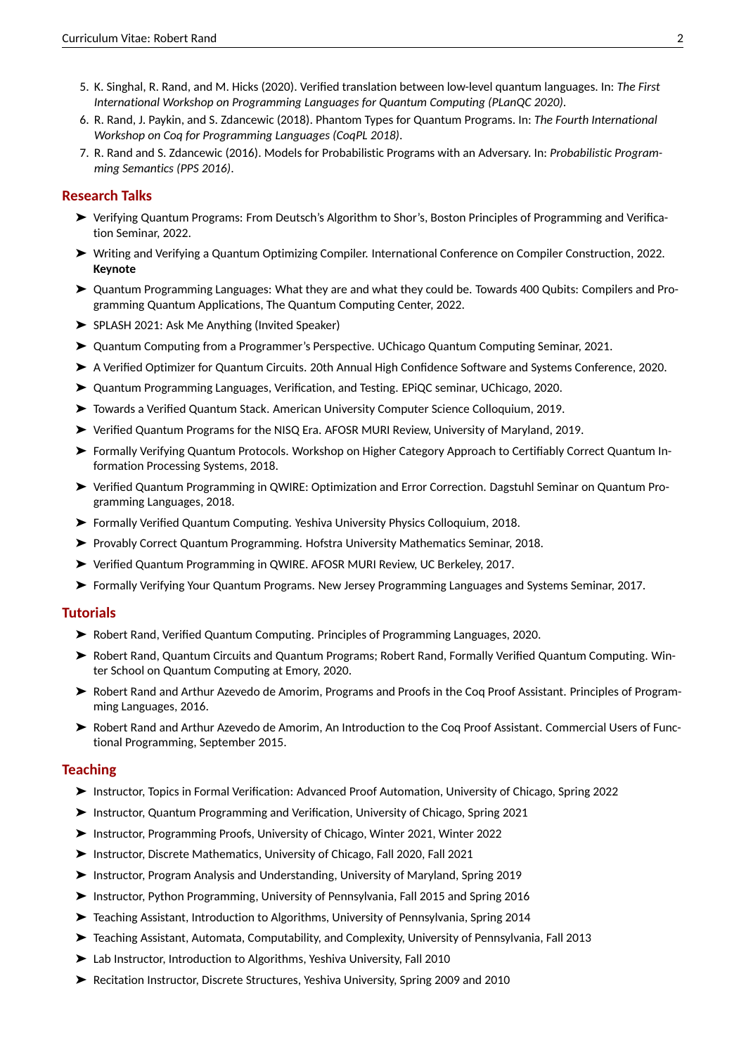5. K. Singhal, R. Rand, and M. Hicks (2020). Verified translation between low-level quantum languages. In: *The First International Workshop on Programming Languages for Quantum Computing (PLanQC 2020)*.
6. R. Rand, J. Paykin, and S. Zdancewic (2018). Phantom Types for Quantum Programs. In: *The Fourth International Workshop on Coq for Programming Languages (CoqPL 2018)*.
7. R. Rand and S. Zdancewic (2016). Models for Probabilistic Programs with an Adversary. In: *Probabilistic Programming Semantics (PPS 2016)*.

## Research Talks

- Verifying Quantum Programs: From Deutsch's Algorithm to Shor's, Boston Principles of Programming and Verification Seminar, 2022.
- Writing and Verifying a Quantum Optimizing Compiler. International Conference on Compiler Construction, 2022. **Keynote**
- Quantum Programming Languages: What they are and what they could be. Towards 400 Qubits: Compilers and Programming Quantum Applications, The Quantum Computing Center, 2022.
- SPLASH 2021: Ask Me Anything (Invited Speaker)
- Quantum Computing from a Programmer's Perspective. UChicago Quantum Computing Seminar, 2021.
- A Verified Optimizer for Quantum Circuits. 20th Annual High Confidence Software and Systems Conference, 2020.
- Quantum Programming Languages, Verification, and Testing. EPiQC seminar, UChicago, 2020.
- Towards a Verified Quantum Stack. American University Computer Science Colloquium, 2019.
- Verified Quantum Programs for the NISQ Era. AFOSR MURI Review, University of Maryland, 2019.
- Formally Verifying Quantum Protocols. Workshop on Higher Category Approach to Certifiably Correct Quantum Information Processing Systems, 2018.
- Verified Quantum Programming in QWIRE: Optimization and Error Correction. Dagstuhl Seminar on Quantum Programming Languages, 2018.
- Formally Verified Quantum Computing. Yeshiva University Physics Colloquium, 2018.
- Provably Correct Quantum Programming. Hofstra University Mathematics Seminar, 2018.
- Verified Quantum Programming in QWIRE. AFOSR MURI Review, UC Berkeley, 2017.
- Formally Verifying Your Quantum Programs. New Jersey Programming Languages and Systems Seminar, 2017.

## Tutorials

- Robert Rand, Verified Quantum Computing. Principles of Programming Languages, 2020.
- Robert Rand, Quantum Circuits and Quantum Programs; Robert Rand, Formally Verified Quantum Computing. Winter School on Quantum Computing at Emory, 2020.
- Robert Rand and Arthur Azevedo de Amorim, Programs and Proofs in the Coq Proof Assistant. Principles of Programming Languages, 2016.
- Robert Rand and Arthur Azevedo de Amorim, An Introduction to the Coq Proof Assistant. Commercial Users of Functional Programming, September 2015.

## Teaching

- Instructor, Topics in Formal Verification: Advanced Proof Automation, University of Chicago, Spring 2022
- Instructor, Quantum Programming and Verification, University of Chicago, Spring 2021
- Instructor, Programming Proofs, University of Chicago, Winter 2021, Winter 2022
- Instructor, Discrete Mathematics, University of Chicago, Fall 2020, Fall 2021
- Instructor, Program Analysis and Understanding, University of Maryland, Spring 2019
- Instructor, Python Programming, University of Pennsylvania, Fall 2015 and Spring 2016
- Teaching Assistant, Introduction to Algorithms, University of Pennsylvania, Spring 2014
- Teaching Assistant, Automata, Computability, and Complexity, University of Pennsylvania, Fall 2013
- Lab Instructor, Introduction to Algorithms, Yeshiva University, Fall 2010
- Recitation Instructor, Discrete Structures, Yeshiva University, Spring 2009 and 2010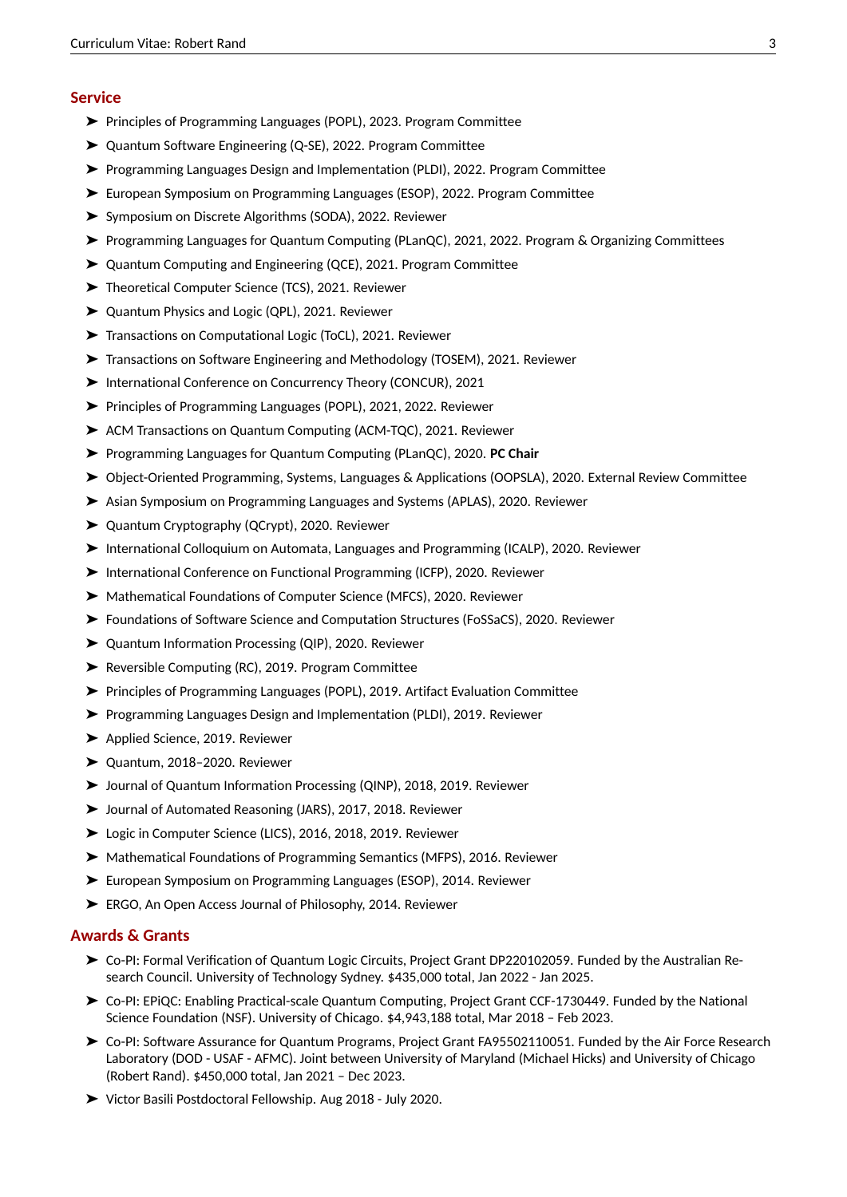## Service

- Principles of Programming Languages (POPL), 2023. Program Committee
- Quantum Software Engineering (Q-SE), 2022. Program Committee
- Programming Languages Design and Implementation (PLDI), 2022. Program Committee
- European Symposium on Programming Languages (ESOP), 2022. Program Committee
- Symposium on Discrete Algorithms (SODA), 2022. Reviewer
- Programming Languages for Quantum Computing (PLanQC), 2021, 2022. Program & Organizing Committees
- Quantum Computing and Engineering (QCE), 2021. Program Committee
- Theoretical Computer Science (TCS), 2021. Reviewer
- Quantum Physics and Logic (QPL), 2021. Reviewer
- Transactions on Computational Logic (ToCL), 2021. Reviewer
- Transactions on Software Engineering and Methodology (TOSEM), 2021. Reviewer
- International Conference on Concurrency Theory (CONCUR), 2021
- Principles of Programming Languages (POPL), 2021, 2022. Reviewer
- ACM Transactions on Quantum Computing (ACM-TQC), 2021. Reviewer
- Programming Languages for Quantum Computing (PLanQC), 2020. **PC Chair**
- Object-Oriented Programming, Systems, Languages & Applications (OOPSLA), 2020. External Review Committee
- Asian Symposium on Programming Languages and Systems (APLAS), 2020. Reviewer
- Quantum Cryptography (QCrypt), 2020. Reviewer
- International Colloquium on Automata, Languages and Programming (ICALP), 2020. Reviewer
- International Conference on Functional Programming (ICFP), 2020. Reviewer
- Mathematical Foundations of Computer Science (MFCS), 2020. Reviewer
- Foundations of Software Science and Computation Structures (FoSSaCS), 2020. Reviewer
- Quantum Information Processing (QIP), 2020. Reviewer
- Reversible Computing (RC), 2019. Program Committee
- Principles of Programming Languages (POPL), 2019. Artifact Evaluation Committee
- Programming Languages Design and Implementation (PLDI), 2019. Reviewer
- Applied Science, 2019. Reviewer
- Quantum, 2018–2020. Reviewer
- Journal of Quantum Information Processing (QINP), 2018, 2019. Reviewer
- Journal of Automated Reasoning (JARS), 2017, 2018. Reviewer
- Logic in Computer Science (LICS), 2016, 2018, 2019. Reviewer
- Mathematical Foundations of Programming Semantics (MFPS), 2016. Reviewer
- European Symposium on Programming Languages (ESOP), 2014. Reviewer
- ERGO, An Open Access Journal of Philosophy, 2014. Reviewer

## Awards & Grants

- Co-PI: Formal Verification of Quantum Logic Circuits, Project Grant DP220102059. Funded by the Australian Research Council. University of Technology Sydney. $435,000 total, Jan 2022 - Jan 2025.
- Co-PI: EPiQC: Enabling Practical-scale Quantum Computing, Project Grant CCF-1730449. Funded by the National Science Foundation (NSF). University of Chicago. $4,943,188 total, Mar 2018 – Feb 2023.
- Co-PI: Software Assurance for Quantum Programs, Project Grant FA95502110051. Funded by the Air Force Research Laboratory (DOD - USAF - AFMC). Joint between University of Maryland (Michael Hicks) and University of Chicago (Robert Rand). $450,000 total, Jan 2021 – Dec 2023.
- Victor Basili Postdoctoral Fellowship. Aug 2018 - July 2020.